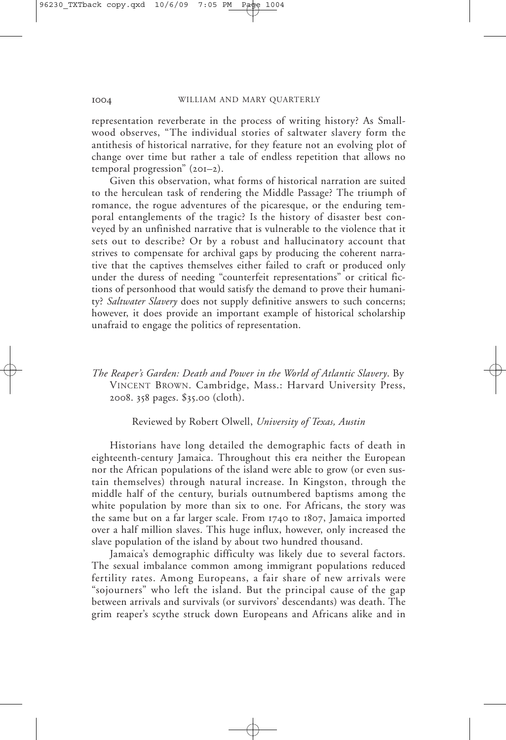representation reverberate in the process of writing history? As Smallwood observes, "The individual stories of saltwater slavery form the antithesis of historical narrative, for they feature not an evolving plot of change over time but rather a tale of endless repetition that allows no temporal progression" (201–2).

Given this observation, what forms of historical narration are suited to the herculean task of rendering the Middle Passage? The triumph of romance, the rogue adventures of the picaresque, or the enduring temporal entanglements of the tragic? Is the history of disaster best conveyed by an unfinished narrative that is vulnerable to the violence that it sets out to describe? Or by a robust and hallucinatory account that strives to compensate for archival gaps by producing the coherent narrative that the captives themselves either failed to craft or produced only under the duress of needing "counterfeit representations" or critical fictions of personhood that would satisfy the demand to prove their humanity? *Saltwater Slavery* does not supply definitive answers to such concerns; however, it does provide an important example of historical scholarship unafraid to engage the politics of representation.

*The Reaper's Garden: Death and Power in the World of Atlantic Slavery*. By VINCENT BROWN. Cambridge, Mass.: Harvard University Press, 2008. 358 pages. $35.00 (cloth).

Reviewed by Robert Olwell, *University of Texas, Austin*

Historians have long detailed the demographic facts of death in eighteenth-century Jamaica. Throughout this era neither the European nor the African populations of the island were able to grow (or even sustain themselves) through natural increase. In Kingston, through the middle half of the century, burials outnumbered baptisms among the white population by more than six to one. For Africans, the story was the same but on a far larger scale. From 1740 to 1807, Jamaica imported over a half million slaves. This huge influx, however, only increased the slave population of the island by about two hundred thousand.

Jamaica's demographic difficulty was likely due to several factors. The sexual imbalance common among immigrant populations reduced fertility rates. Among Europeans, a fair share of new arrivals were "sojourners" who left the island. But the principal cause of the gap between arrivals and survivals (or survivors' descendants) was death. The grim reaper's scythe struck down Europeans and Africans alike and in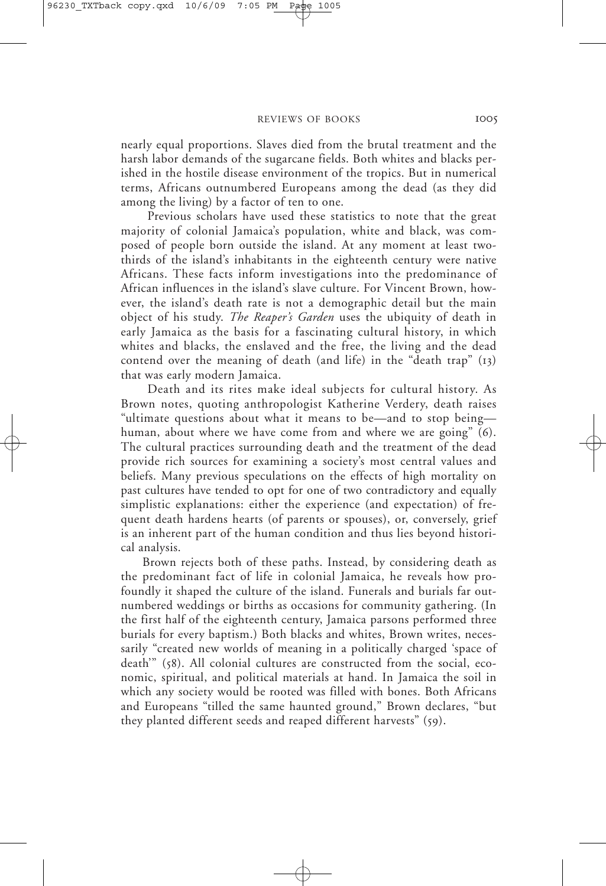nearly equal proportions. Slaves died from the brutal treatment and the harsh labor demands of the sugarcane fields. Both whites and blacks perished in the hostile disease environment of the tropics. But in numerical terms, Africans outnumbered Europeans among the dead (as they did among the living) by a factor of ten to one.

Previous scholars have used these statistics to note that the great majority of colonial Jamaica's population, white and black, was composed of people born outside the island. At any moment at least two-thirds of the island's inhabitants in the eighteenth century were native Africans. These facts inform investigations into the predominance of African influences in the island's slave culture. For Vincent Brown, however, the island's death rate is not a demographic detail but the main object of his study. *The Reaper's Garden* uses the ubiquity of death in early Jamaica as the basis for a fascinating cultural history, in which whites and blacks, the enslaved and the free, the living and the dead contend over the meaning of death (and life) in the "death trap" (13) that was early modern Jamaica.

Death and its rites make ideal subjects for cultural history. As Brown notes, quoting anthropologist Katherine Verdery, death raises "ultimate questions about what it means to be—and to stop being—human, about where we have come from and where we are going" (6). The cultural practices surrounding death and the treatment of the dead provide rich sources for examining a society's most central values and beliefs. Many previous speculations on the effects of high mortality on past cultures have tended to opt for one of two contradictory and equally simplistic explanations: either the experience (and expectation) of frequent death hardens hearts (of parents or spouses), or, conversely, grief is an inherent part of the human condition and thus lies beyond historical analysis.

Brown rejects both of these paths. Instead, by considering death as the predominant fact of life in colonial Jamaica, he reveals how profoundly it shaped the culture of the island. Funerals and burials far outnumbered weddings or births as occasions for community gathering. (In the first half of the eighteenth century, Jamaica parsons performed three burials for every baptism.) Both blacks and whites, Brown writes, necessarily "created new worlds of meaning in a politically charged 'space of death'" (58). All colonial cultures are constructed from the social, economic, spiritual, and political materials at hand. In Jamaica the soil in which any society would be rooted was filled with bones. Both Africans and Europeans "tilled the same haunted ground," Brown declares, "but they planted different seeds and reaped different harvests" (59).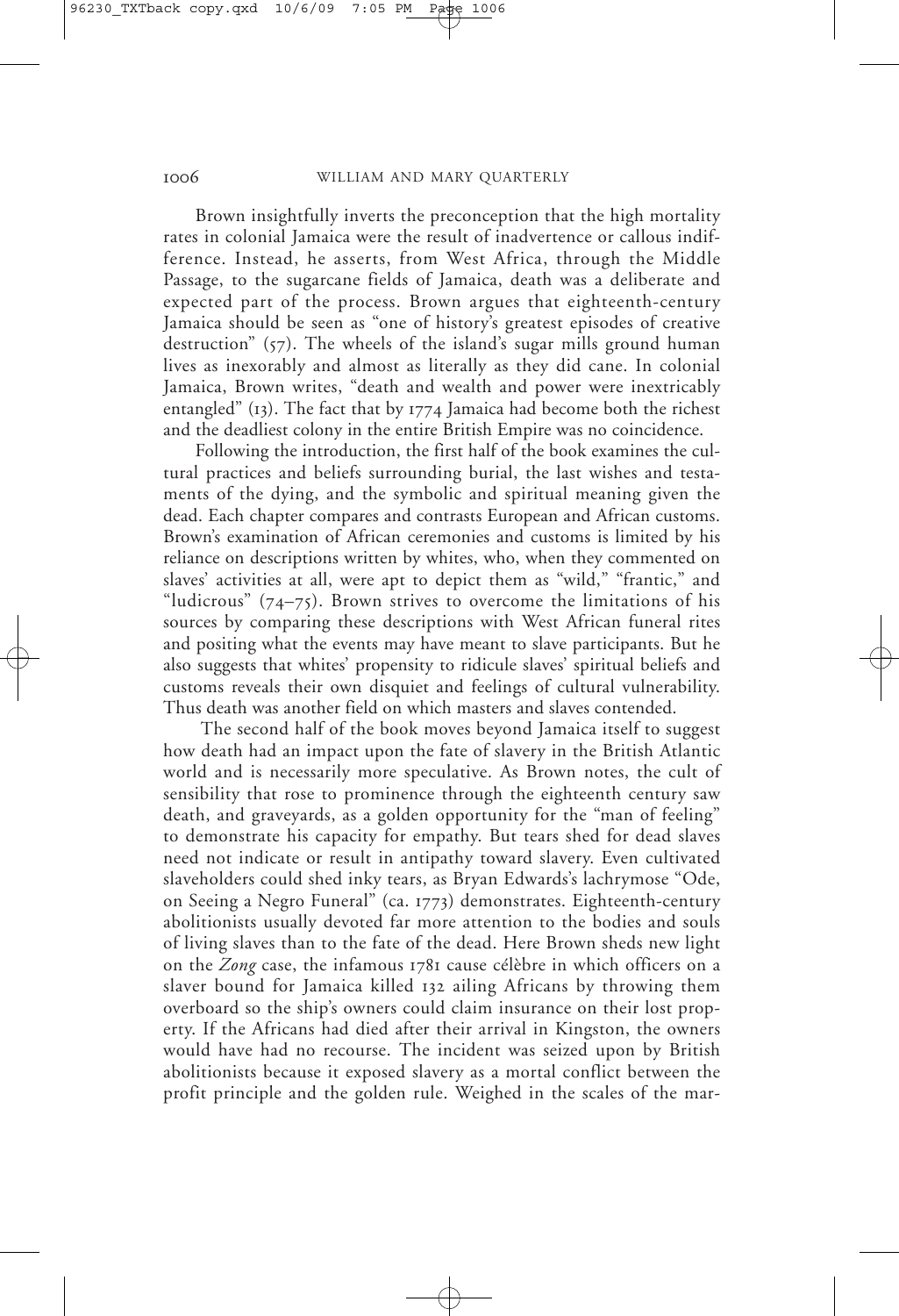Brown insightfully inverts the preconception that the high mortality rates in colonial Jamaica were the result of inadvertence or callous indifference. Instead, he asserts, from West Africa, through the Middle Passage, to the sugarcane fields of Jamaica, death was a deliberate and expected part of the process. Brown argues that eighteenth-century Jamaica should be seen as "one of history's greatest episodes of creative destruction" (57). The wheels of the island's sugar mills ground human lives as inexorably and almost as literally as they did cane. In colonial Jamaica, Brown writes, "death and wealth and power were inextricably entangled" (13). The fact that by 1774 Jamaica had become both the richest and the deadliest colony in the entire British Empire was no coincidence.

Following the introduction, the first half of the book examines the cultural practices and beliefs surrounding burial, the last wishes and testaments of the dying, and the symbolic and spiritual meaning given the dead. Each chapter compares and contrasts European and African customs. Brown's examination of African ceremonies and customs is limited by his reliance on descriptions written by whites, who, when they commented on slaves' activities at all, were apt to depict them as "wild," "frantic," and "ludicrous" (74–75). Brown strives to overcome the limitations of his sources by comparing these descriptions with West African funeral rites and positing what the events may have meant to slave participants. But he also suggests that whites' propensity to ridicule slaves' spiritual beliefs and customs reveals their own disquiet and feelings of cultural vulnerability. Thus death was another field on which masters and slaves contended.

The second half of the book moves beyond Jamaica itself to suggest how death had an impact upon the fate of slavery in the British Atlantic world and is necessarily more speculative. As Brown notes, the cult of sensibility that rose to prominence through the eighteenth century saw death, and graveyards, as a golden opportunity for the "man of feeling" to demonstrate his capacity for empathy. But tears shed for dead slaves need not indicate or result in antipathy toward slavery. Even cultivated slaveholders could shed inky tears, as Bryan Edwards's lachrymose "Ode, on Seeing a Negro Funeral" (ca. 1773) demonstrates. Eighteenth-century abolitionists usually devoted far more attention to the bodies and souls of living slaves than to the fate of the dead. Here Brown sheds new light on the *Zong* case, the infamous 1781 cause célèbre in which officers on a slaver bound for Jamaica killed 132 ailing Africans by throwing them overboard so the ship's owners could claim insurance on their lost property. If the Africans had died after their arrival in Kingston, the owners would have had no recourse. The incident was seized upon by British abolitionists because it exposed slavery as a mortal conflict between the profit principle and the golden rule. Weighed in the scales of the mar-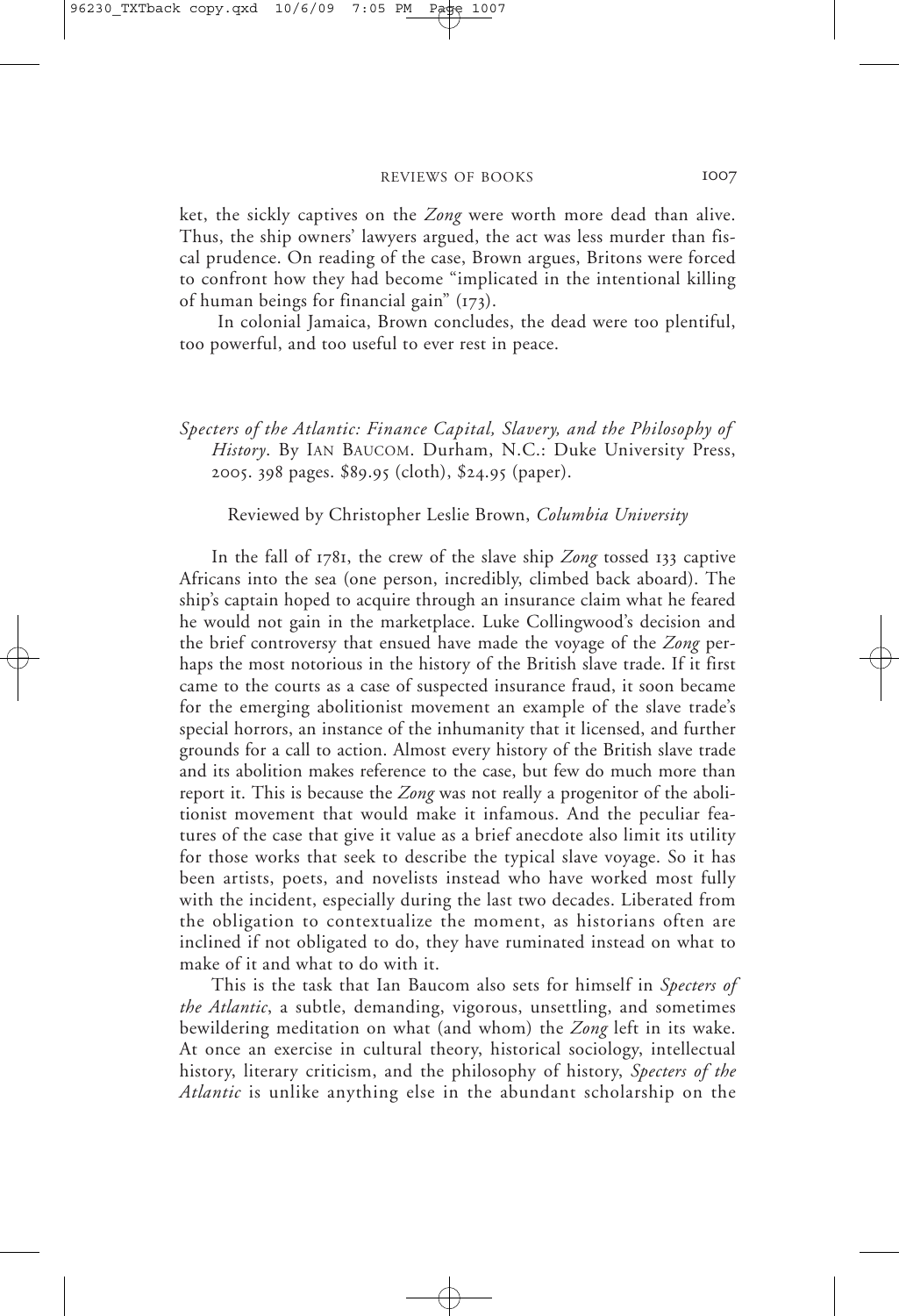ket, the sickly captives on the *Zong* were worth more dead than alive. Thus, the ship owners' lawyers argued, the act was less murder than fiscal prudence. On reading of the case, Brown argues, Britons were forced to confront how they had become "implicated in the intentional killing of human beings for financial gain" (173).

In colonial Jamaica, Brown concludes, the dead were too plentiful, too powerful, and too useful to ever rest in peace.

*Specters of the Atlantic: Finance Capital, Slavery, and the Philosophy of History*. By IAN BAUCOM. Durham, N.C.: Duke University Press, 2005. 398 pages. $89.95 (cloth), $24.95 (paper).

Reviewed by Christopher Leslie Brown, *Columbia University*

In the fall of 1781, the crew of the slave ship *Zong* tossed 133 captive Africans into the sea (one person, incredibly, climbed back aboard). The ship's captain hoped to acquire through an insurance claim what he feared he would not gain in the marketplace. Luke Collingwood's decision and the brief controversy that ensued have made the voyage of the *Zong* perhaps the most notorious in the history of the British slave trade. If it first came to the courts as a case of suspected insurance fraud, it soon became for the emerging abolitionist movement an example of the slave trade's special horrors, an instance of the inhumanity that it licensed, and further grounds for a call to action. Almost every history of the British slave trade and its abolition makes reference to the case, but few do much more than report it. This is because the *Zong* was not really a progenitor of the abolitionist movement that would make it infamous. And the peculiar features of the case that give it value as a brief anecdote also limit its utility for those works that seek to describe the typical slave voyage. So it has been artists, poets, and novelists instead who have worked most fully with the incident, especially during the last two decades. Liberated from the obligation to contextualize the moment, as historians often are inclined if not obligated to do, they have ruminated instead on what to make of it and what to do with it.

This is the task that Ian Baucom also sets for himself in *Specters of the Atlantic*, a subtle, demanding, vigorous, unsettling, and sometimes bewildering meditation on what (and whom) the *Zong* left in its wake. At once an exercise in cultural theory, historical sociology, intellectual history, literary criticism, and the philosophy of history, *Specters of the Atlantic* is unlike anything else in the abundant scholarship on the